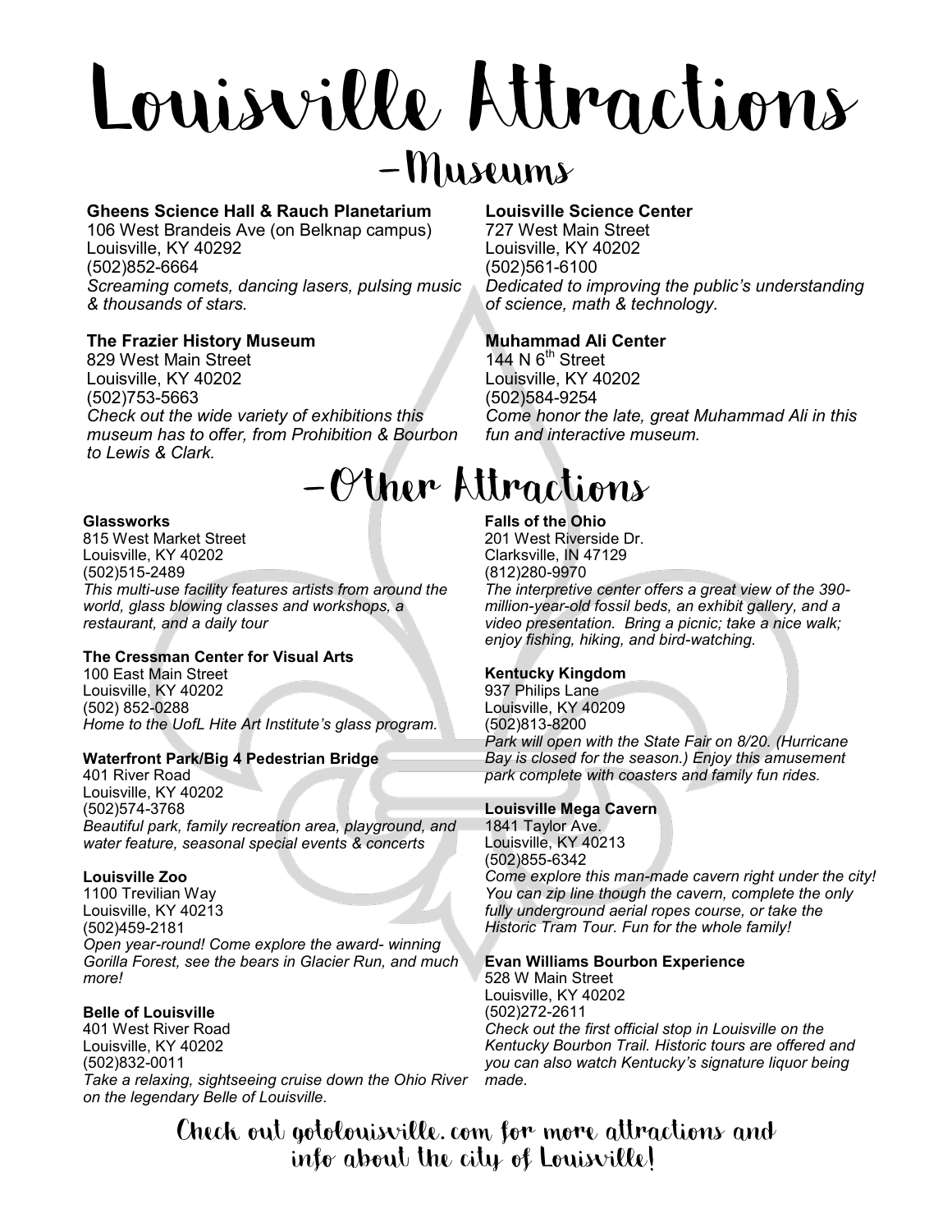# Louisville Attractions

## –Museums

**Gheens Science Hall & Rauch Planetarium**
106 West Brandeis Ave (on Belknap campus)
Louisville, KY 40292
(502)852-6664
*Screaming comets, dancing lasers, pulsing music & thousands of stars.*

**The Frazier History Museum**
829 West Main Street
Louisville, KY 40202
(502)753-5663
*Check out the wide variety of exhibitions this museum has to offer, from Prohibition & Bourbon to Lewis & Clark.*

**Louisville Science Center**
727 West Main Street
Louisville, KY 40202
(502)561-6100
*Dedicated to improving the public's understanding of science, math & technology.*

**Muhammad Ali Center**
144 N 6th Street
Louisville, KY 40202
(502)584-9254
*Come honor the late, great Muhammad Ali in this fun and interactive museum.*

## –Other Attractions

**Glassworks**
815 West Market Street
Louisville, KY 40202
(502)515-2489
*This multi-use facility features artists from around the world, glass blowing classes and workshops, a restaurant, and a daily tour*

**The Cressman Center for Visual Arts**
100 East Main Street
Louisville, KY 40202
(502) 852-0288
*Home to the UofL Hite Art Institute's glass program.*

**Waterfront Park/Big 4 Pedestrian Bridge**
401 River Road
Louisville, KY 40202
(502)574-3768
*Beautiful park, family recreation area, playground, and water feature, seasonal special events & concerts*

**Louisville Zoo**
1100 Trevilian Way
Louisville, KY 40213
(502)459-2181
*Open year-round! Come explore the award- winning Gorilla Forest, see the bears in Glacier Run, and much more!*

**Belle of Louisville**
401 West River Road
Louisville, KY 40202
(502)832-0011
*Take a relaxing, sightseeing cruise down the Ohio River on the legendary Belle of Louisville.*

**Falls of the Ohio**
201 West Riverside Dr.
Clarksville, IN 47129
(812)280-9970
*The interpretive center offers a great view of the 390-million-year-old fossil beds, an exhibit gallery, and a video presentation. Bring a picnic; take a nice walk; enjoy fishing, hiking, and bird-watching.*

**Kentucky Kingdom**
937 Philips Lane
Louisville, KY 40209
(502)813-8200
*Park will open with the State Fair on 8/20. (Hurricane Bay is closed for the season.) Enjoy this amusement park complete with coasters and family fun rides.*

**Louisville Mega Cavern**
1841 Taylor Ave.
Louisville, KY 40213
(502)855-6342
*Come explore this man-made cavern right under the city! You can zip line though the cavern, complete the only fully underground aerial ropes course, or take the Historic Tram Tour. Fun for the whole family!*

**Evan Williams Bourbon Experience**
528 W Main Street
Louisville, KY 40202
(502)272-2611
*Check out the first official stop in Louisville on the Kentucky Bourbon Trail. Historic tours are offered and you can also watch Kentucky's signature liquor being made.*

Check out gotolouisville.com for more attractions and info about the city of Louisville!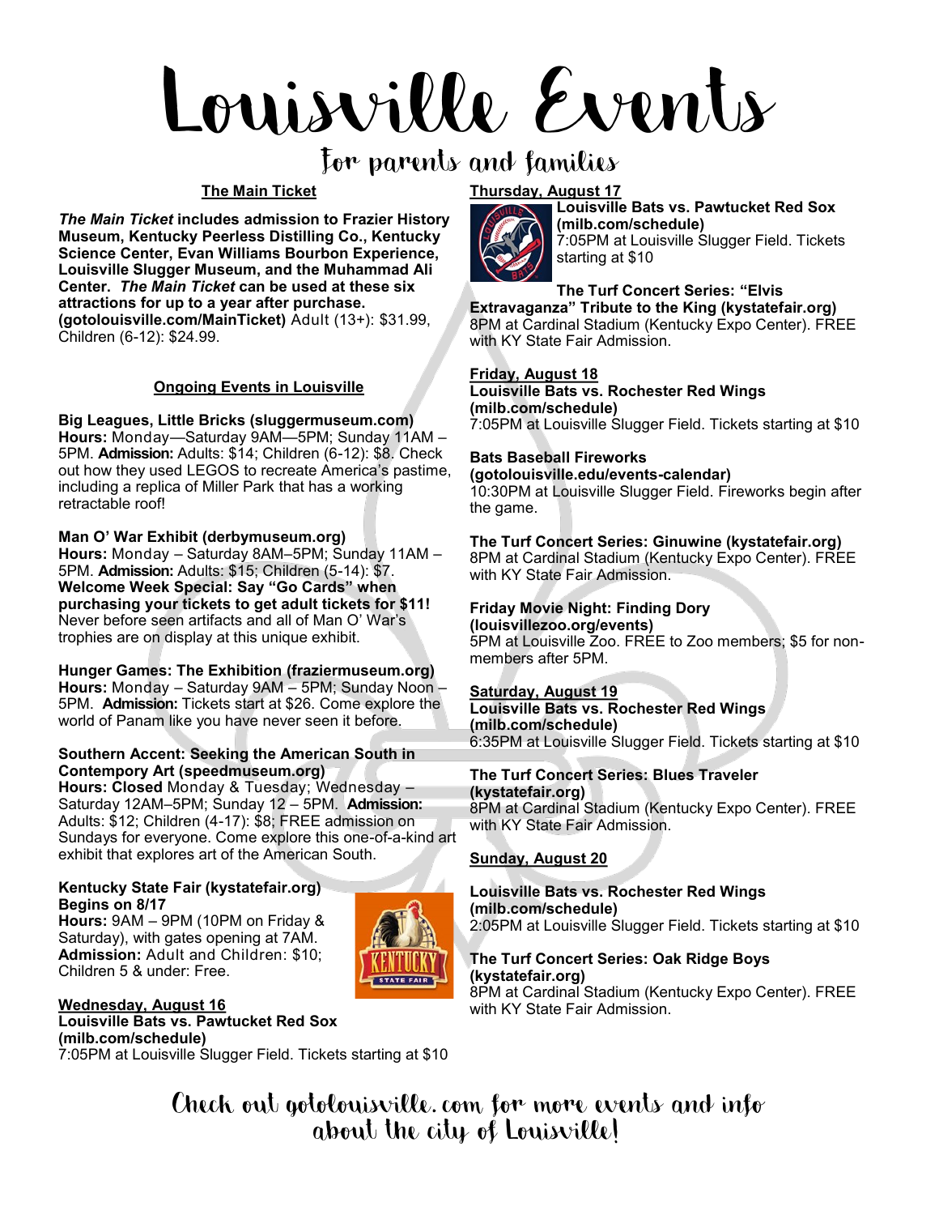# Louisville Events

## For parents and families

### The Main Ticket

***The Main Ticket* includes admission to Frazier History Museum, Kentucky Peerless Distilling Co., Kentucky Science Center, Evan Williams Bourbon Experience, Louisville Slugger Museum, and the Muhammad Ali Center. *The Main Ticket* can be used at these six attractions for up to a year after purchase. (gotolouisville.com/MainTicket)** Adult (13+): $31.99, Children (6-12): $24.99.

### Ongoing Events in Louisville

**Big Leagues, Little Bricks (sluggermuseum.com)**
**Hours:** Monday—Saturday 9AM—5PM; Sunday 11AM – 5PM. **Admission:** Adults: $14; Children (6-12): $8. Check out how they used LEGOS to recreate America's pastime, including a replica of Miller Park that has a working retractable roof!

**Man O' War Exhibit (derbymuseum.org)**
**Hours:** Monday – Saturday 8AM–5PM; Sunday 11AM – 5PM. **Admission:** Adults: $15; Children (5-14): $7. **Welcome Week Special: Say "Go Cards" when purchasing your tickets to get adult tickets for $11!** Never before seen artifacts and all of Man O' War's trophies are on display at this unique exhibit.

**Hunger Games: The Exhibition (fraziermuseum.org)**
**Hours:** Monday – Saturday 9AM – 5PM; Sunday Noon – 5PM. **Admission:** Tickets start at $26. Come explore the world of Panam like you have never seen it before.

**Southern Accent: Seeking the American South in Contempory Art (speedmuseum.org)**
**Hours: Closed** Monday & Tuesday; Wednesday – Saturday 12AM–5PM; Sunday 12 – 5PM. **Admission:** Adults: $12; Children (4-17): $8; FREE admission on Sundays for everyone. Come explore this one-of-a-kind art exhibit that explores art of the American South.

**Kentucky State Fair (kystatefair.org)**
**Begins on 8/17**
**Hours:** 9AM – 9PM (10PM on Friday & Saturday), with gates opening at 7AM. **Admission:** Adult and Children: $10; Children 5 & under: Free.

### Wednesday, August 16

**Louisville Bats vs. Pawtucket Red Sox (milb.com/schedule)**
7:05PM at Louisville Slugger Field. Tickets starting at $10

### Thursday, August 17

**Louisville Bats vs. Pawtucket Red Sox (milb.com/schedule)**
7:05PM at Louisville Slugger Field. Tickets starting at $10

**The Turf Concert Series: "Elvis Extravaganza" Tribute to the King (kystatefair.org)**
8PM at Cardinal Stadium (Kentucky Expo Center). FREE with KY State Fair Admission.

### Friday, August 18

**Louisville Bats vs. Rochester Red Wings (milb.com/schedule)**
7:05PM at Louisville Slugger Field. Tickets starting at $10

**Bats Baseball Fireworks (gotolouisville.edu/events-calendar)**
10:30PM at Louisville Slugger Field. Fireworks begin after the game.

**The Turf Concert Series: Ginuwine (kystatefair.org)**
8PM at Cardinal Stadium (Kentucky Expo Center). FREE with KY State Fair Admission.

**Friday Movie Night: Finding Dory (louisvillezoo.org/events)**
5PM at Louisville Zoo. FREE to Zoo members; $5 for non-members after 5PM.

### Saturday, August 19

**Louisville Bats vs. Rochester Red Wings (milb.com/schedule)**
6:35PM at Louisville Slugger Field. Tickets starting at $10

**The Turf Concert Series: Blues Traveler (kystatefair.org)**
8PM at Cardinal Stadium (Kentucky Expo Center). FREE with KY State Fair Admission.

### Sunday, August 20

**Louisville Bats vs. Rochester Red Wings (milb.com/schedule)**
2:05PM at Louisville Slugger Field. Tickets starting at $10

**The Turf Concert Series: Oak Ridge Boys (kystatefair.org)**
8PM at Cardinal Stadium (Kentucky Expo Center). FREE with KY State Fair Admission.

Check out gotolouisville.com for more events and info about the city of Louisville!